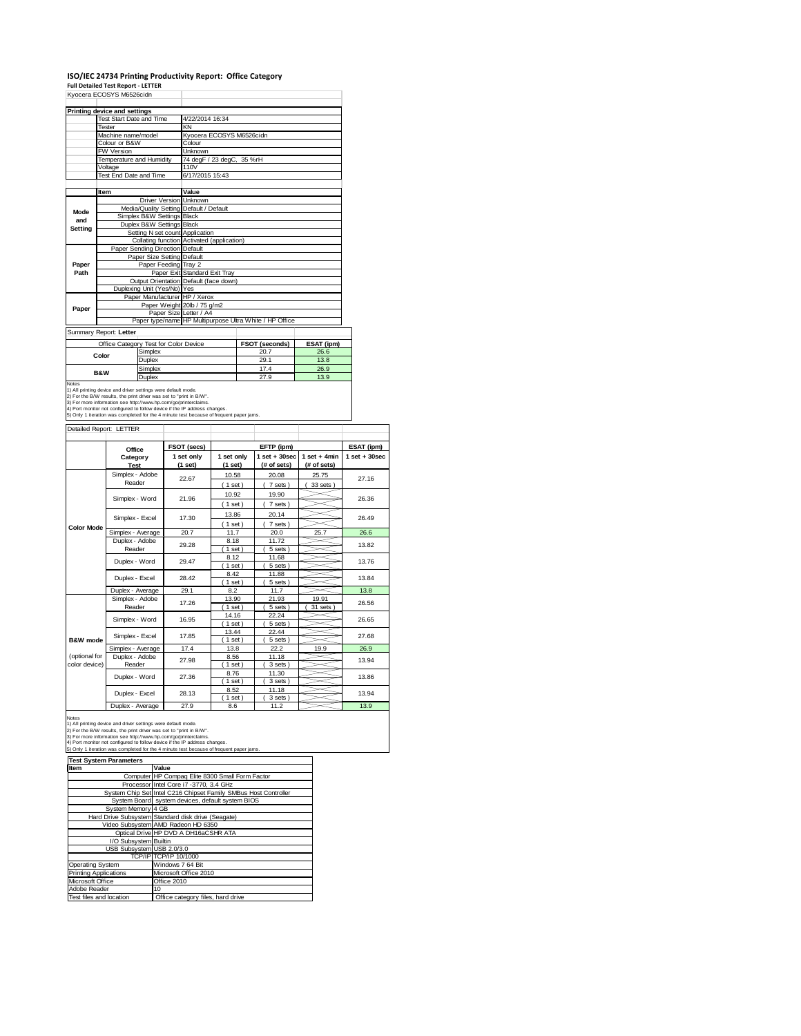# ISO/IEC 24734 Printing Productivity Report: Office Category

**Full Detailed Test Report - LETTER**

Kyocera ECOSYS M6526cidn

| Printing device and settings | |
|---|---|
| Test Start Date and Time | 4/22/2014 16:34 |
| Tester | KN |
| Machine name/model | Kyocera ECOSYS M6526cidn |
| Colour or B&W | Colour |
| FW Version | Unknown |
| Temperature and Humidity | 74 degF / 23 degC, 35 %rH |
| Voltage | 110V |
| Test End Date and Time | 6/17/2015 15:43 |

| | Item | Value |
|---|---|---|
| Mode and Setting | Driver Version | Unknown |
| | Media/Quality Setting | Default / Default |
| | Simplex B&W Settings | Black |
| | Duplex B&W Settings | Black |
| | Setting N set count | Application |
| | Collating function | Activated (application) |
| Paper Path | Paper Sending Direction | Default |
| | Paper Size Setting | Default |
| | Paper Feeding | Tray 2 |
| | Paper Exit | Standard Exit Tray |
| | Output Orientation | Default (face down) |
| | Duplexing Unit (Yes/No) | Yes |
| Paper | Paper Manufacturer | HP / Xerox |
| | Paper Weight | 20lb / 75 g/m2 |
| | Paper Size | Letter / A4 |
| | Paper type/name | HP Multipurpose Ultra White / HP Office |

Summary Report: **Letter**

| Office Category Test for Color Device | | FSOT (seconds) | ESAT (ipm) |
|---|---|---|---|
| Color | Simplex | 20.7 | 26.6 |
| | Duplex | 29.1 | 13.8 |
| B&W | Simplex | 17.4 | 26.9 |
| | Duplex | 27.9 | 13.9 |

Notes
1) All printing device and driver settings were default mode.
2) For the B/W results, the print driver was set to "print in B/W".
3) For more information see http://www.hp.com/go/printerclaims.
4) Port monitor not configured to follow device if the IP address changes.
5) Only 1 iteration was completed for the 4 minute test because of frequent paper jams.

Detailed Report: LETTER

| | Office Category Test | FSOT (secs) 1 set only (1 set) | EFTP (ipm) 1 set only (1 set) | EFTP (ipm) 1 set + 30sec (# of sets) | EFTP (ipm) 1 set + 4min (# of sets) | ESAT (ipm) 1 set + 30sec |
|---|---|---|---|---|---|---|
| Color Mode | Simplex - Adobe Reader | 22.67 | 10.58 (1 set) | 20.08 (7 sets) | 25.75 (33 sets) | 27.16 |
| | Simplex - Word | 21.96 | 10.92 (1 set) | 19.90 (7 sets) | | 26.36 |
| | Simplex - Excel | 17.30 | 13.86 (1 set) | 20.14 (7 sets) | | 26.49 |
| | Simplex - Average | 20.7 | 11.7 | 20.0 | 25.7 | 26.6 |
| | Duplex - Adobe Reader | 29.28 | 8.18 (1 set) | 11.72 (5 sets) | | 13.82 |
| | Duplex - Word | 29.47 | 8.12 (1 set) | 11.68 (5 sets) | | 13.76 |
| | Duplex - Excel | 28.42 | 8.42 (1 set) | 11.88 (5 sets) | | 13.84 |
| | Duplex - Average | 29.1 | 8.2 | 11.7 | | 13.8 |
| B&W mode (optional for color device) | Simplex - Adobe Reader | 17.26 | 13.90 (1 set) | 21.93 (5 sets) | 19.91 (31 sets) | 26.56 |
| | Simplex - Word | 16.95 | 14.16 (1 set) | 22.24 (5 sets) | | 26.65 |
| | Simplex - Excel | 17.85 | 13.44 (1 set) | 22.44 (5 sets) | | 27.68 |
| | Simplex - Average | 17.4 | 13.8 | 22.2 | 19.9 | 26.9 |
| | Duplex - Adobe Reader | 27.98 | 8.56 (1 set) | 11.18 (3 sets) | | 13.94 |
| | Duplex - Word | 27.36 | 8.76 (1 set) | 11.30 (3 sets) | | 13.86 |
| | Duplex - Excel | 28.13 | 8.52 (1 set) | 11.18 (3 sets) | | 13.94 |
| | Duplex - Average | 27.9 | 8.6 | 11.2 | | 13.9 |

Notes
1) All printing device and driver settings were default mode.
2) For the B/W results, the print driver was set to "print in B/W".
3) For more information see http://www.hp.com/go/printerclaims.
4) Port monitor not configured to follow device if the IP address changes.
5) Only 1 iteration was completed for the 4 minute test because of frequent paper jams.

| Test System Parameters | |
|---|---|
| **Item** | **Value** |
| Computer | HP Compaq Elite 8300 Small Form Factor |
| Processor | Intel Core i7 -3770, 3.4 GHz |
| System Chip Set | Intel C216 Chipset Family SMBus Host Controller |
| System Board | system devices, default system BIOS |
| System Memory | 4 GB |
| Hard Drive Subsystem | Standard disk drive (Seagate) |
| Video Subsystem | AMD Radeon HD 6350 |
| Optical Drive | HP DVD A DH16aCSHR ATA |
| I/O Subsystem | Builtin |
| USB Subsystem | USB 2.0/3.0 |
| TCP/IP | TCP/IP 10/1000 |
| Operating System | Windows 7 64 Bit |
| Printing Applications | Microsoft Office 2010 |
| Microsoft Office | Office 2010 |
| Adobe Reader | 10 |
| Test files and location | Office category files, hard drive |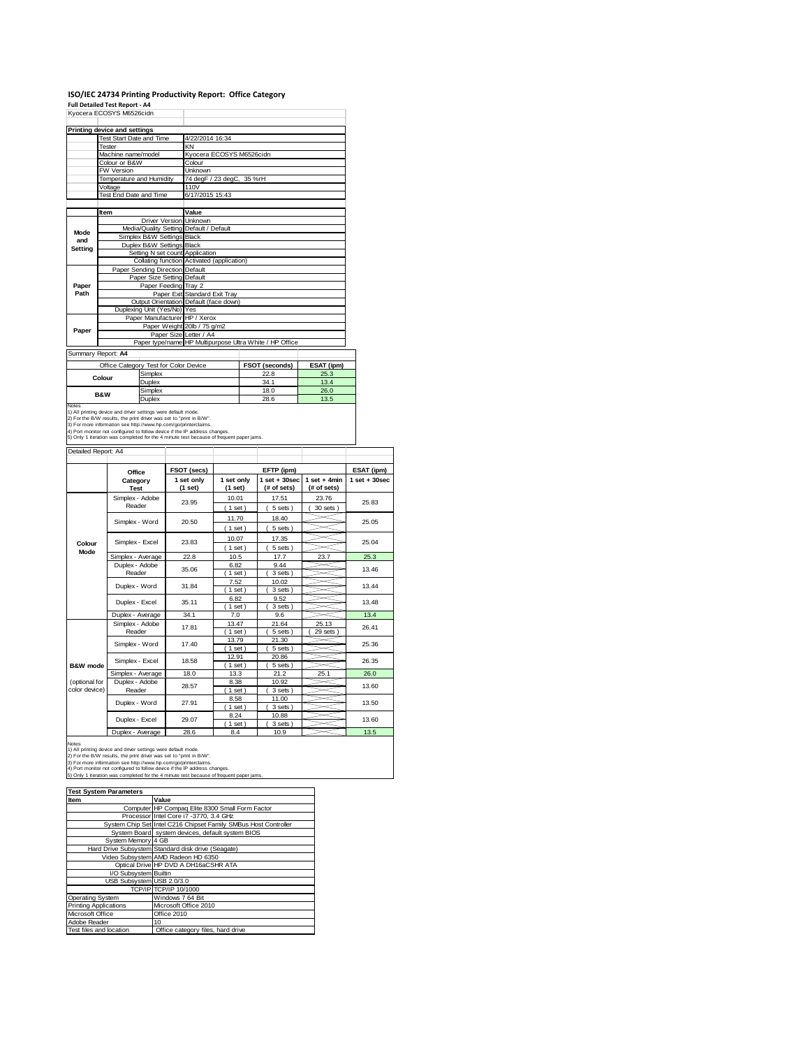# ISO/IEC 24734 Printing Productivity Report: Office Category

**Full Detailed Test Report - A4**

Kyocera ECOSYS M6526cidn

**Printing device and settings**

| Item | Value |
|---|---|
| Test Start Date and Time | 4/22/2014 16:34 |
| Tester | KN |
| Machine name/model | Kyocera ECOSYS M6526cidn |
| Colour or B&W | Colour |
| FW Version | Unknown |
| Temperature and Humidity | 74 degF / 23 degC, 35 %rH |
| Voltage | 110V |
| Test End Date and Time | 6/17/2015 15:43 |

| | Item | Value |
|---|---|---|
| Mode and Setting | Driver Version | Unknown |
| | Media/Quality Setting | Default / Default |
| | Simplex B&W Settings | Black |
| | Duplex B&W Settings | Black |
| | Setting N set count | Application |
| | Collating function | Activated (application) |
| Paper Path | Paper Sending Direction | Default |
| | Paper Size Setting | Default |
| | Paper Feeding | Tray 2 |
| | Paper Exit | Standard Exit Tray |
| | Output Orientation | Default (face down) |
| | Duplexing Unit (Yes/No) | Yes |
| Paper | Paper Manufacturer | HP / Xerox |
| | Paper Weight | 20lb / 75 g/m2 |
| | Paper Size | Letter / A4 |
| | Paper type/name | HP Multipurpose Ultra White / HP Office |

Summary Report: **A4**

| Office Category Test for Color Device | | FSOT (seconds) | ESAT (ipm) |
|---|---|---|---|
| Colour | Simplex | 22.8 | 25.3 |
| | Duplex | 34.1 | 13.4 |
| B&W | Simplex | 18.0 | 26.0 |
| | Duplex | 28.6 | 13.5 |

Notes
1) All printing device and driver settings were default mode.
2) For the B/W results, the print driver was set to "print in B/W".
3) For more information see http://www.hp.com/go/printerclaims.
4) Port monitor not configured to follow device if the IP address changes.
5) Only 1 iteration was completed for the 4 minute test because of frequent paper jams.

Detailed Report: A4

| | Office Category Test | FSOT (secs) 1 set only (1 set) | EFTP (ipm) 1 set only (1 set) | EFTP (ipm) 1 set + 30sec (# of sets) | EFTP (ipm) 1 set + 4min (# of sets) | ESAT (ipm) 1 set + 30sec |
|---|---|---|---|---|---|---|
| Colour Mode | Simplex - Adobe Reader | 23.95 | 10.01 (1 set) | 17.51 (5 sets) | 23.76 (30 sets) | 25.83 |
| | Simplex - Word | 20.50 | 11.70 (1 set) | 18.40 (5 sets) | | 25.05 |
| | Simplex - Excel | 23.83 | 10.07 (1 set) | 17.35 (5 sets) | | 25.04 |
| | Simplex - Average | 22.8 | 10.5 | 17.7 | 23.7 | 25.3 |
| | Duplex - Adobe Reader | 35.06 | 6.82 (1 set) | 9.44 (3 sets) | | 13.46 |
| | Duplex - Word | 31.84 | 7.52 (1 set) | 10.02 (3 sets) | | 13.44 |
| | Duplex - Excel | 35.11 | 6.82 (1 set) | 9.52 (3 sets) | | 13.48 |
| | Duplex - Average | 34.1 | 7.0 | 9.6 | | 13.4 |
| B&W mode (optional for color device) | Simplex - Adobe Reader | 17.81 | 13.47 (1 set) | 21.64 (5 sets) | 25.13 (29 sets) | 26.41 |
| | Simplex - Word | 17.40 | 13.79 (1 set) | 21.30 (5 sets) | | 25.36 |
| | Simplex - Excel | 18.58 | 12.91 (1 set) | 20.86 (5 sets) | | 26.35 |
| | Simplex - Average | 18.0 | 13.3 | 21.2 | 25.1 | 26.0 |
| | Duplex - Adobe Reader | 28.57 | 8.38 (1 set) | 10.92 (3 sets) | | 13.60 |
| | Duplex - Word | 27.91 | 8.58 (1 set) | 11.00 (3 sets) | | 13.50 |
| | Duplex - Excel | 29.07 | 8.24 (1 set) | 10.88 (3 sets) | | 13.60 |
| | Duplex - Average | 28.6 | 8.4 | 10.9 | | 13.5 |

Notes
1) All printing device and driver settings were default mode.
2) For the B/W results, the print driver was set to "print in B/W".
3) For more information see http://www.hp.com/go/printerclaims.
4) Port monitor not configured to follow device if the IP address changes.
5) Only 1 iteration was completed for the 4 minute test because of frequent paper jams.

**Test System Parameters**

| Item | Value |
|---|---|
| Computer | HP Compaq Elite 8300 Small Form Factor |
| Processor | Intel Core i7 -3770, 3.4 GHz |
| System Chip Set | Intel C216 Chipset Family SMBus Host Controller |
| System Board | system devices, default system BIOS |
| System Memory | 4 GB |
| Hard Drive Subsystem | Standard disk drive (Seagate) |
| Video Subsystem | AMD Radeon HD 6350 |
| Optical Drive | HP DVD A DH16aCSHR ATA |
| I/O Subsystem | Builtin |
| USB Subsystem | USB 2.0/3.0 |
| TCP/IP | TCP/IP 10/1000 |
| Operating System | Windows 7 64 Bit |
| Printing Applications | Microsoft Office 2010 |
| Microsoft Office | Office 2010 |
| Adobe Reader | 10 |
| Test files and location | Office category files, hard drive |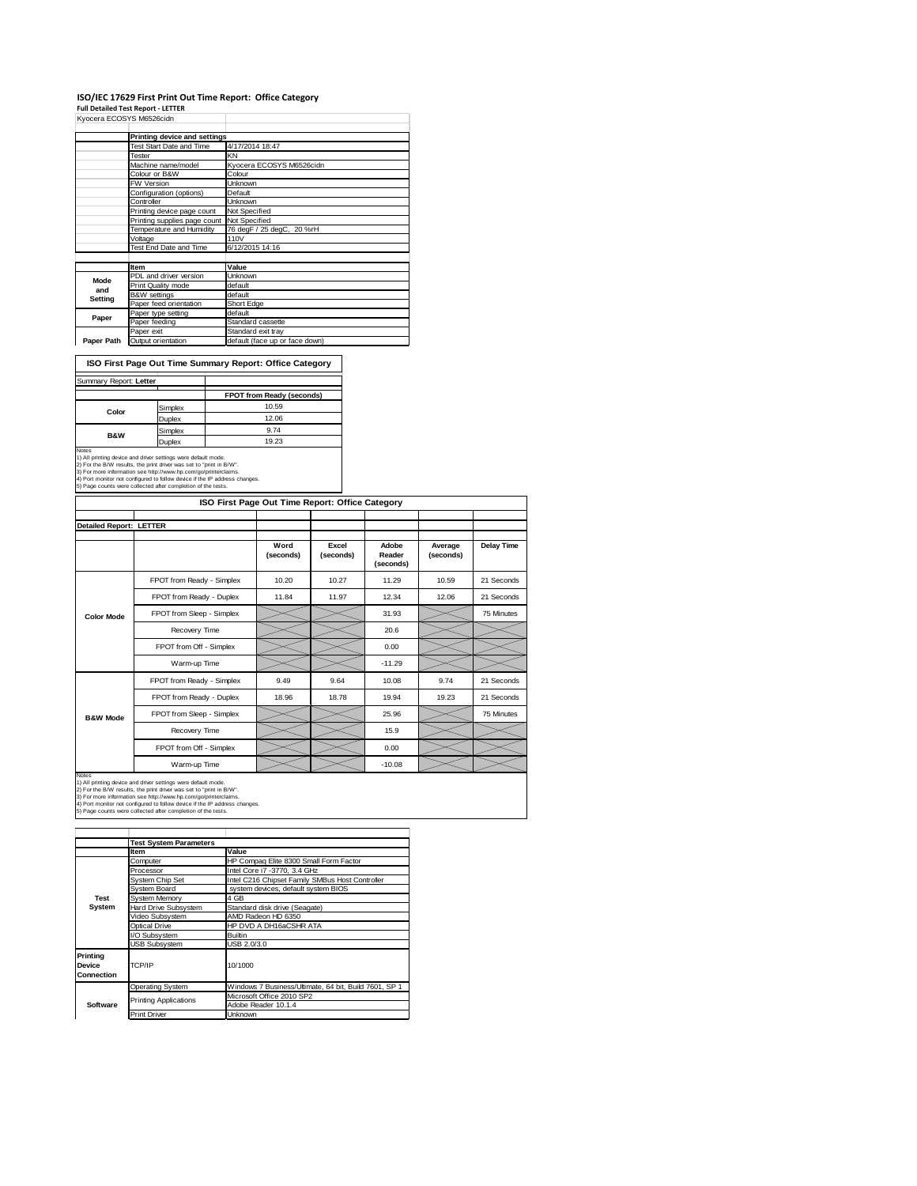# ISO/IEC 17629 First Print Out Time Report: Office Category

**Full Detailed Test Report - LETTER**

Kyocera ECOSYS M6526cidn

| | Printing device and settings | |
|---|---|---|
| | Test Start Date and Time | 4/17/2014 18:47 |
| | Tester | KN |
| | Machine name/model | Kyocera ECOSYS M6526cidn |
| | Colour or B&W | Colour |
| | FW Version | Unknown |
| | Configuration (options) | Default |
| | Controller | Unknown |
| | Printing device page count | Not Specified |
| | Printing supplies page count | Not Specified |
| | Temperature and Humidity | 76 degF / 25 degC, 20 %rH |
| | Voltage | 110V |
| | Test End Date and Time | 6/12/2015 14:16 |

| | Item | Value |
|---|---|---|
| Mode and Setting | PDL and driver version | Unknown |
| | Print Quality mode | default |
| | B&W settings | default |
| | Paper feed orientation | Short Edge |
| Paper | Paper type setting | default |
| | Paper feeding | Standard cassette |
| | Paper exit | Standard exit tray |
| Paper Path | Output orientation | default (face up or face down) |

## ISO First Page Out Time Summary Report: Office Category

Summary Report: **Letter**

| | | FPOT from Ready (seconds) |
|---|---|---|
| Color | Simplex | 10.59 |
| | Duplex | 12.06 |
| B&W | Simplex | 9.74 |
| | Duplex | 19.23 |

Notes
1) All printing device and driver settings were default mode.
2) For the B/W results, the print driver was set to "print in B/W".
3) For more information see http://www.hp.com/go/printerclaims.
4) Port monitor not configured to follow device if the IP address changes.
5) Page counts were collected after completion of the tests.

## ISO First Page Out Time Report: Office Category

**Detailed Report: LETTER**

| | | Word (seconds) | Excel (seconds) | Adobe Reader (seconds) | Average (seconds) | Delay Time |
|---|---|---|---|---|---|---|
| Color Mode | FPOT from Ready - Simplex | 10.20 | 10.27 | 11.29 | 10.59 | 21 Seconds |
| | FPOT from Ready - Duplex | 11.84 | 11.97 | 12.34 | 12.06 | 21 Seconds |
| | FPOT from Sleep - Simplex | | | 31.93 | | 75 Minutes |
| | Recovery Time | | | 20.6 | | |
| | FPOT from Off - Simplex | | | 0.00 | | |
| | Warm-up Time | | | -11.29 | | |
| B&W Mode | FPOT from Ready - Simplex | 9.49 | 9.64 | 10.08 | 9.74 | 21 Seconds |
| | FPOT from Ready - Duplex | 18.96 | 18.78 | 19.94 | 19.23 | 21 Seconds |
| | FPOT from Sleep - Simplex | | | 25.96 | | 75 Minutes |
| | Recovery Time | | | 15.9 | | |
| | FPOT from Off - Simplex | | | 0.00 | | |
| | Warm-up Time | | | -10.08 | | |

Notes
1) All printing device and driver settings were default mode.
2) For the B/W results, the print driver was set to "print in B/W".
3) For more information see http://www.hp.com/go/printerclaims.
4) Port monitor not configured to follow device if the IP address changes.
5) Page counts were collected after completion of the tests.

| | Test System Parameters | |
|---|---|---|
| | Item | Value |
| Test System | Computer | HP Compaq Elite 8300 Small Form Factor |
| | Processor | Intel Core i7 -3770, 3.4 GHz |
| | System Chip Set | Intel C216 Chipset Family SMBus Host Controller |
| | System Board | system devices, default system BIOS |
| | System Memory | 4 GB |
| | Hard Drive Subsystem | Standard disk drive (Seagate) |
| | Video Subsystem | AMD Radeon HD 6350 |
| | Optical Drive | HP DVD A DH16aCSHR ATA |
| | I/O Subsystem | Builtin |
| | USB Subsystem | USB 2.0/3.0 |
| Printing Device Connection | TCP/IP | 10/1000 |
| Software | Operating System | Windows 7 Business/Ultimate, 64 bit, Build 7601, SP 1 |
| | Printing Applications | Microsoft Office 2010 SP2 |
| | | Adobe Reader 10.1.4 |
| | Print Driver | Unknown |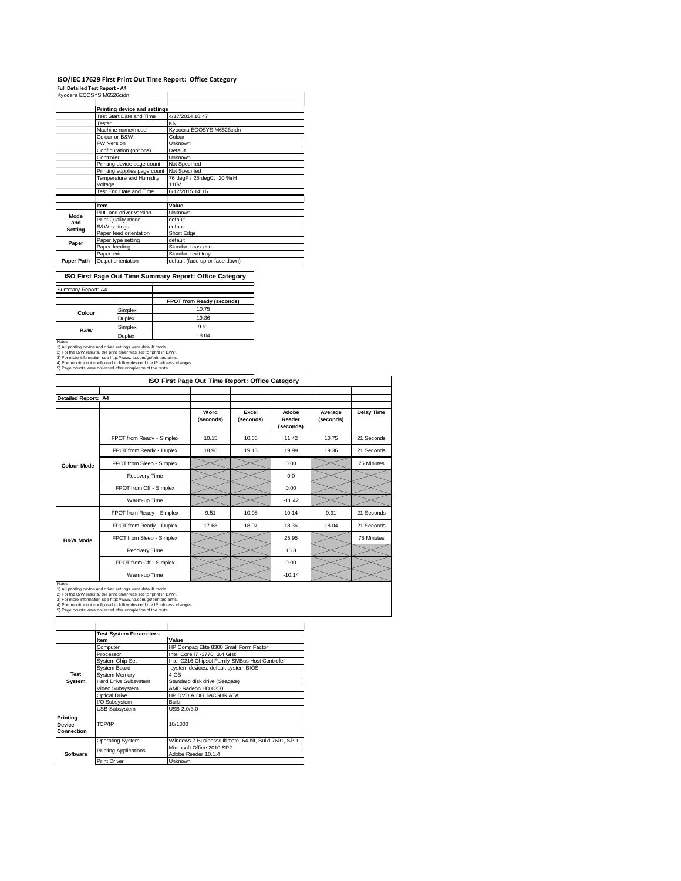# ISO/IEC 17629 First Print Out Time Report: Office Category

**Full Detailed Test Report - A4**

Kyocera ECOSYS M6526cidn

| | Printing device and settings | |
|---|---|---|
| | Test Start Date and Time | 4/17/2014 18:47 |
| | Tester | KN |
| | Machine name/model | Kyocera ECOSYS M6526cidn |
| | Colour or B&W | Colour |
| | FW Version | Unknown |
| | Configuration (options) | Default |
| | Controller | Unknown |
| | Printing device page count | Not Specified |
| | Printing supplies page count | Not Specified |
| | Temperature and Humidity | 76 degF / 25 degC, 20 %rH |
| | Voltage | 110V |
| | Test End Date and Time | 6/12/2015 14:16 |

| | Item | Value |
|---|---|---|
| Mode and Setting | PDL and driver version | Unknown |
| | Print Quality mode | default |
| | B&W settings | default |
| | Paper feed orientation | Short Edge |
| Paper | Paper type setting | default |
| | Paper feeding | Standard cassette |
| | Paper exit | Standard exit tray |
| Paper Path | Output orientation | default (face up or face down) |

## ISO First Page Out Time Summary Report: Office Category

Summary Report: A4

| | | FPOT from Ready (seconds) |
|---|---|---|
| Colour | Simplex | 10.75 |
| | Duplex | 19.36 |
| B&W | Simplex | 9.91 |
| | Duplex | 18.04 |

Notes
1) All printing device and driver settings were default mode.
2) For the B/W results, the print driver was set to "print in B/W".
3) For more information see http://www.hp.com/go/printerclaims.
4) Port monitor not configured to follow device if the IP address changes.
5) Page counts were collected after completion of the tests.

## ISO First Page Out Time Report: Office Category

Detailed Report: A4

| | | Word (seconds) | Excel (seconds) | Adobe Reader (seconds) | Average (seconds) | Delay Time |
|---|---|---|---|---|---|---|
| Colour Mode | FPOT from Ready - Simplex | 10.15 | 10.66 | 11.42 | 10.75 | 21 Seconds |
| | FPOT from Ready - Duplex | 18.96 | 19.13 | 19.99 | 19.36 | 21 Seconds |
| | FPOT from Sleep - Simplex | | | 0.00 | | 75 Minutes |
| | Recovery Time | | | 0.0 | | |
| | FPOT from Off - Simplex | | | 0.00 | | |
| | Warm-up Time | | | -11.42 | | |
| B&W Mode | FPOT from Ready - Simplex | 9.51 | 10.08 | 10.14 | 9.91 | 21 Seconds |
| | FPOT from Ready - Duplex | 17.68 | 18.07 | 18.36 | 18.04 | 21 Seconds |
| | FPOT from Sleep - Simplex | | | 25.95 | | 75 Minutes |
| | Recovery Time | | | 15.8 | | |
| | FPOT from Off - Simplex | | | 0.00 | | |
| | Warm-up Time | | | -10.14 | | |

Notes
1) All printing device and driver settings were default mode.
2) For the B/W results, the print driver was set to "print in B/W".
3) For more information see http://www.hp.com/go/printerclaims.
4) Port monitor not configured to follow device if the IP address changes.
5) Page counts were collected after completion of the tests.

| | Test System Parameters | |
|---|---|---|
| | Item | Value |
| Test System | Computer | HP Compaq Elite 8300 Small Form Factor |
| | Processor | Intel Core i7 -3770, 3.4 GHz |
| | System Chip Set | Intel C216 Chipset Family SMBus Host Controller |
| | System Board | system devices, default system BIOS |
| | System Memory | 4 GB |
| | Hard Drive Subsystem | Standard disk drive (Seagate) |
| | Video Subsystem | AMD Radeon HD 6350 |
| | Optical Drive | HP DVD A DH16aCSHR ATA |
| | I/O Subsystem | Builtin |
| | USB Subsystem | USB 2.0/3.0 |
| Printing Device Connection | TCP/IP | 10/1000 |
| Software | Operating System | Windows 7 Business/Ultimate, 64 bit, Build 7601, SP 1 |
| | Printing Applications | Microsoft Office 2010 SP2 |
| | | Adobe Reader 10.1.4 |
| | Print Driver | Unknown |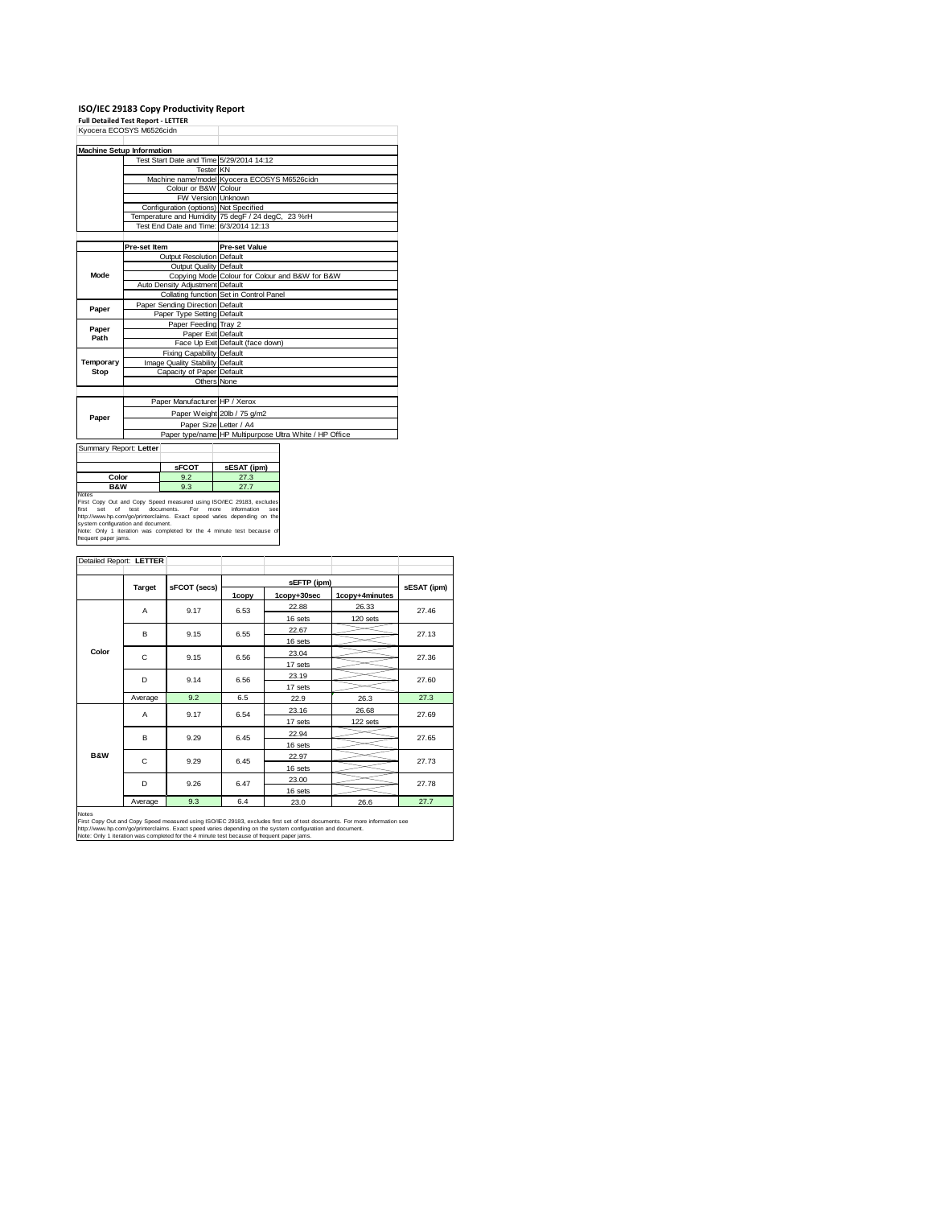## ISO/IEC 29183 Copy Productivity Report

**Full Detailed Test Report - LETTER**

Kyocera ECOSYS M6526cidn

| Machine Setup Information | | |
|---|---|---|
| | Test Start Date and Time | 5/29/2014 14:12 |
| | Tester | KN |
| | Machine name/model | Kyocera ECOSYS M6526cidn |
| | Colour or B&W | Colour |
| | FW Version | Unknown |
| | Configuration (options) | Not Specified |
| | Temperature and Humidity | 75 degF / 24 degC, 23 %rH |
| | Test End Date and Time: | 6/3/2014 12:13 |

| | Pre-set Item | Pre-set Value |
|---|---|---|
| Mode | Output Resolution | Default |
| | Output Quality | Default |
| | Copying Mode | Colour for Colour and B&W for B&W |
| | Auto Density Adjustment | Default |
| | Collating function | Set in Control Panel |
| Paper | Paper Sending Direction | Default |
| | Paper Type Setting | Default |
| Paper Path | Paper Feeding | Tray 2 |
| | Paper Exit | Default |
| | Face Up Exit | Default (face down) |
| Temporary Stop | Fixing Capability | Default |
| | Image Quality Stability | Default |
| | Capacity of Paper | Default |
| | Others | None |

| | | |
|---|---|---|
| Paper | Paper Manufacturer | HP / Xerox |
| | Paper Weight | 20lb / 75 g/m2 |
| | Paper Size | Letter / A4 |
| | Paper type/name | HP Multipurpose Ultra White / HP Office |

Summary Report: **Letter**

| | sFCOT | sESAT (ipm) |
|---|---|---|
| Color | 9.2 | 27.3 |
| B&W | 9.3 | 27.7 |

Notes
First Copy Out and Copy Speed measured using ISO/IEC 29183, excludes first set of test documents. For more information see http://www.hp.com/go/printerclaims. Exact speed varies depending on the system configuration and document.
Note: Only 1 iteration was completed for the 4 minute test because of frequent paper jams.

Detailed Report: **LETTER**

| | Target | sFCOT (secs) | sEFTP (ipm) | | | sESAT (ipm) |
|---|---|---|---|---|---|---|
| | | | 1copy | 1copy+30sec | 1copy+4minutes | |
| Color | A | 9.17 | 6.53 | 22.88 / 16 sets | 26.33 / 120 sets | 27.46 |
| | B | 9.15 | 6.55 | 22.67 / 16 sets | | 27.13 |
| | C | 9.15 | 6.56 | 23.04 / 17 sets | | 27.36 |
| | D | 9.14 | 6.56 | 23.19 / 17 sets | | 27.60 |
| | Average | 9.2 | 6.5 | 22.9 | 26.3 | 27.3 |
| B&W | A | 9.17 | 6.54 | 23.16 / 17 sets | 26.68 / 122 sets | 27.69 |
| | B | 9.29 | 6.45 | 22.94 / 16 sets | | 27.65 |
| | C | 9.29 | 6.45 | 22.97 / 16 sets | | 27.73 |
| | D | 9.26 | 6.47 | 23.00 / 16 sets | | 27.78 |
| | Average | 9.3 | 6.4 | 23.0 | 26.6 | 27.7 |

Notes
First Copy Out and Copy Speed measured using ISO/IEC 29183, excludes first set of test documents. For more information see http://www.hp.com/go/printerclaims. Exact speed varies depending on the system configuration and document.
Note: Only 1 iteration was completed for the 4 minute test because of frequent paper jams.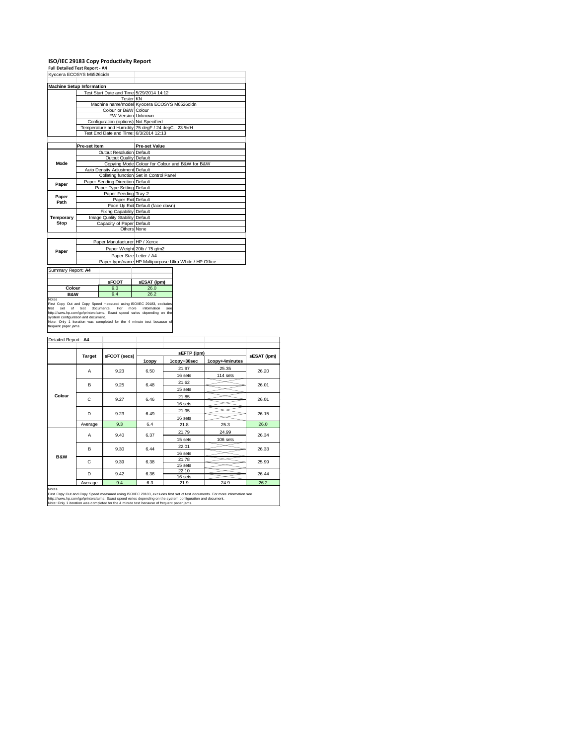# ISO/IEC 29183 Copy Productivity Report

**Full Detailed Test Report - A4**

Kyocera ECOSYS M6526cidn

| Machine Setup Information | | |
|---|---|---|
| | Test Start Date and Time | 5/29/2014 14:12 |
| | Tester | KN |
| | Machine name/model | Kyocera ECOSYS M6526cidn |
| | Colour or B&W | Colour |
| | FW Version | Unknown |
| | Configuration (options) | Not Specified |
| | Temperature and Humidity | 75 degF / 24 degC, 23 %rH |
| | Test End Date and Time: | 6/3/2014 12:13 |

| | Pre-set Item | Pre-set Value |
|---|---|---|
| Mode | Output Resolution | Default |
| | Output Quality | Default |
| | Copying Mode | Colour for Colour and B&W for B&W |
| | Auto Density Adjustment | Default |
| | Collating function | Set in Control Panel |
| Paper | Paper Sending Direction | Default |
| | Paper Type Setting | Default |
| Paper Path | Paper Feeding | Tray 2 |
| | Paper Exit | Default |
| | Face Up Exit | Default (face down) |
| Temporary Stop | Fixing Capability | Default |
| | Image Quality Stability | Default |
| | Capacity of Paper | Default |
| | Others | None |

| | | |
|---|---|---|
| Paper | Paper Manufacturer | HP / Xerox |
| | Paper Weight | 20lb / 75 g/m2 |
| | Paper Size | Letter / A4 |
| | Paper type/name | HP Multipurpose Ultra White / HP Office |

Summary Report: **A4**

| | sFCOT | sESAT (ipm) |
|---|---|---|
| Colour | 9.3 | 26.0 |
| B&W | 9.4 | 26.2 |

Notes
First Copy Out and Copy Speed measured using ISO/IEC 29183, excludes first set of test documents. For more information see http://www.hp.com/go/printerclaims. Exact speed varies depending on the system configuration and document.
Note: Only 1 iteration was completed for the 4 minute test because of frequent paper jams.

Detailed Report: **A4**

| | Target | sFCOT (secs) | sEFTP (ipm) 1copy | 1copy+30sec | 1copy+4minutes | sESAT (ipm) |
|---|---|---|---|---|---|---|
| Colour | A | 9.23 | 6.50 | 21.97 | 25.35 | 26.20 |
| | | | | 16 sets | 114 sets | |
| | B | 9.25 | 6.48 | 21.62 | | 26.01 |
| | | | | 15 sets | | |
| | C | 9.27 | 6.46 | 21.85 | | 26.01 |
| | | | | 16 sets | | |
| | D | 9.23 | 6.49 | 21.95 | | 26.15 |
| | | | | 16 sets | | |
| | Average | 9.3 | 6.4 | 21.8 | 25.3 | 26.0 |
| B&W | A | 9.40 | 6.37 | 21.79 | 24.99 | 26.34 |
| | | | | 15 sets | 106 sets | |
| | B | 9.30 | 6.44 | 22.01 | | 26.33 |
| | | | | 16 sets | | |
| | C | 9.39 | 6.38 | 21.78 | | 25.99 |
| | | | | 15 sets | | |
| | D | 9.42 | 6.36 | 22.10 | | 26.44 |
| | | | | 16 sets | | |
| | Average | 9.4 | 6.3 | 21.9 | 24.9 | 26.2 |

Notes
First Copy Out and Copy Speed measured using ISO/IEC 29183, excludes first set of test documents. For more information see http://www.hp.com/go/printerclaims. Exact speed varies depending on the system configuration and document.
Note: Only 1 iteration was completed for the 4 minute test because of frequent paper jams.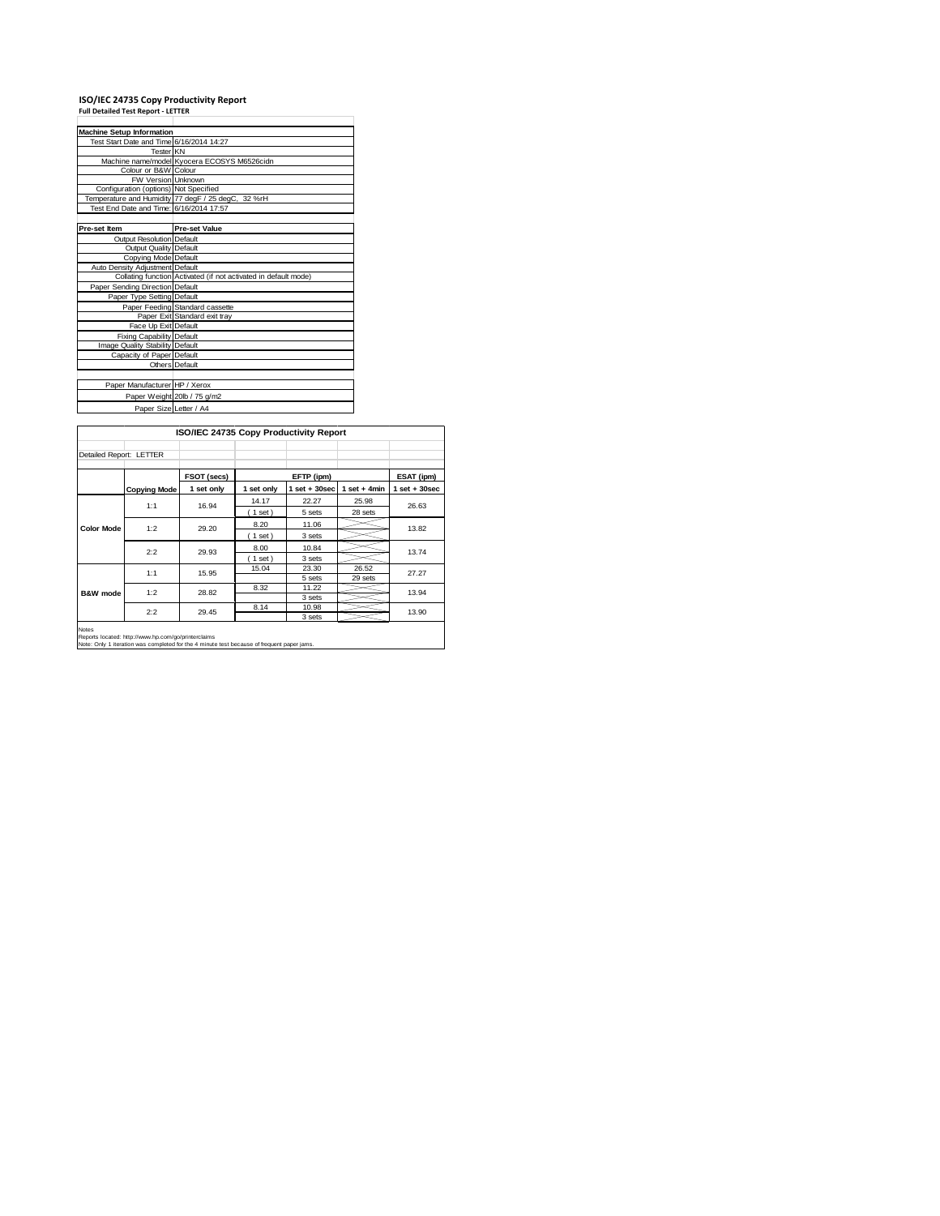# ISO/IEC 24735 Copy Productivity Report

**Full Detailed Test Report - LETTER**

| Machine Setup Information | |
|---|---|
| Test Start Date and Time | 6/16/2014 14:27 |
| Tester | KN |
| Machine name/model | Kyocera ECOSYS M6526cidn |
| Colour or B&W | Colour |
| FW Version | Unknown |
| Configuration (options) | Not Specified |
| Temperature and Humidity | 77 degF / 25 degC, 32 %rH |
| Test End Date and Time: | 6/16/2014 17:57 |

| Pre-set Item | Pre-set Value |
|---|---|
| Output Resolution | Default |
| Output Quality | Default |
| Copying Mode | Default |
| Auto Density Adjustment | Default |
| Collating function | Activated (if not activated in default mode) |
| Paper Sending Direction | Default |
| Paper Type Setting | Default |
| Paper Feeding | Standard cassette |
| Paper Exit | Standard exit tray |
| Face Up Exit | Default |
| Fixing Capability | Default |
| Image Quality Stability | Default |
| Capacity of Paper | Default |
| Others | Default |

| | |
|---|---|
| Paper Manufacturer | HP / Xerox |
| Paper Weight | 20lb / 75 g/m2 |
| Paper Size | Letter / A4 |

## ISO/IEC 24735 Copy Productivity Report

Detailed Report: LETTER

| | | FSOT (secs) | EFTP (ipm) | | | ESAT (ipm) |
|---|---|---|---|---|---|---|
| | **Copying Mode** | **1 set only** | **1 set only** | **1 set + 30sec** | **1 set + 4min** | **1 set + 30sec** |
| **Color Mode** | 1:1 | 16.94 | 14.17 | 22.27 | 25.98 | 26.63 |
| | | | ( 1 set ) | 5 sets | 28 sets | |
| | 1:2 | 29.20 | 8.20 | 11.06 | | 13.82 |
| | | | ( 1 set ) | 3 sets | | |
| | 2:2 | 29.93 | 8.00 | 10.84 | | 13.74 |
| | | | ( 1 set ) | 3 sets | | |
| **B&W mode** | 1:1 | 15.95 | 15.04 | 23.30 | 26.52 | 27.27 |
| | | | | 5 sets | 29 sets | |
| | 1:2 | 28.82 | 8.32 | 11.22 | | 13.94 |
| | | | | 3 sets | | |
| | 2:2 | 29.45 | 8.14 | 10.98 | | 13.90 |
| | | | | 3 sets | | |

Notes
Reports located: http://www.hp.com/go/printerclaims
Note: Only 1 iteration was completed for the 4 minute test because of frequent paper jams.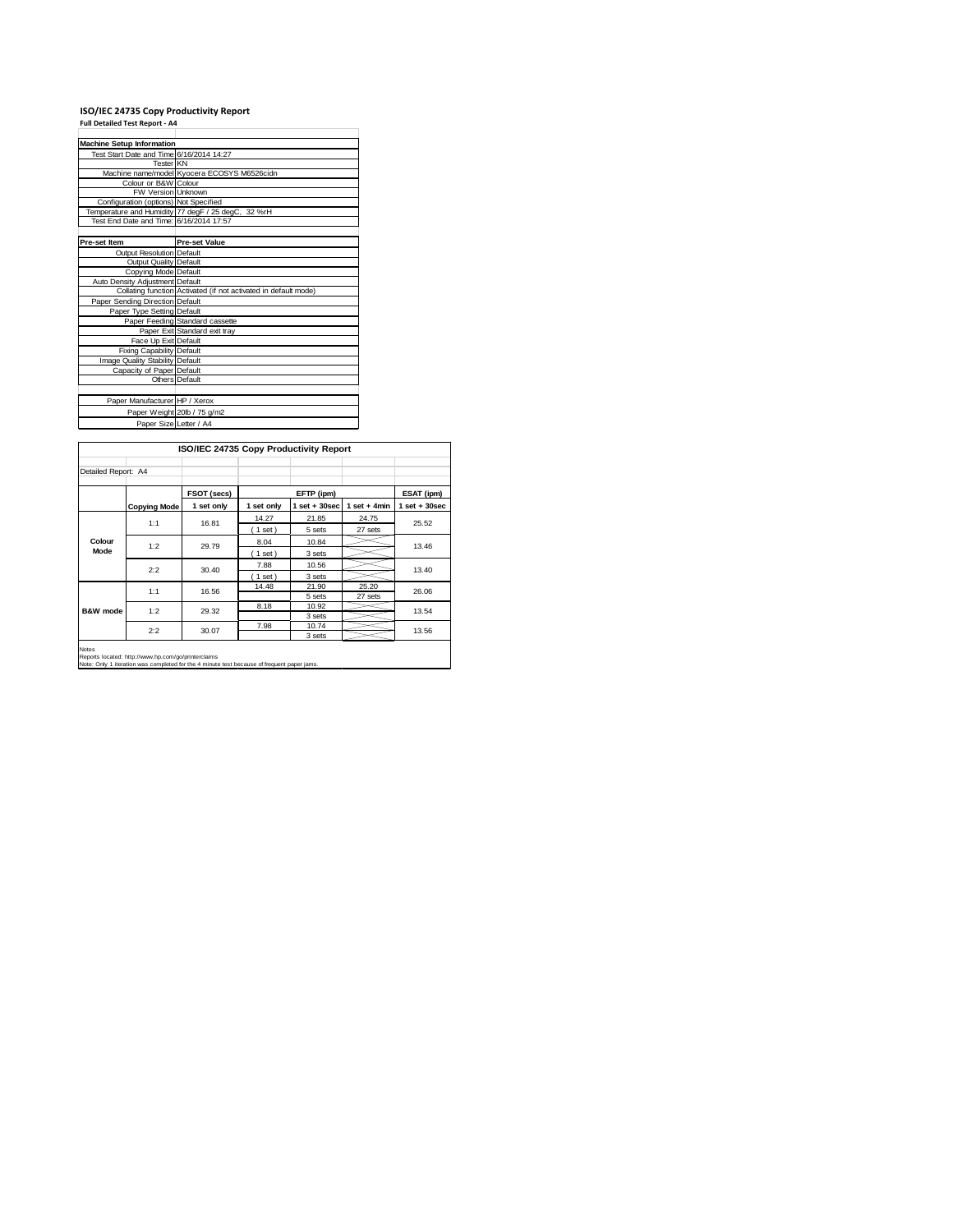# ISO/IEC 24735 Copy Productivity Report

**Full Detailed Test Report - A4**

| Machine Setup Information | |
|---|---|
| Test Start Date and Time | 6/16/2014 14:27 |
| Tester | KN |
| Machine name/model | Kyocera ECOSYS M6526cidn |
| Colour or B&W | Colour |
| FW Version | Unknown |
| Configuration (options) | Not Specified |
| Temperature and Humidity | 77 degF / 25 degC, 32 %rH |
| Test End Date and Time: | 6/16/2014 17:57 |

| Pre-set Item | Pre-set Value |
|---|---|
| Output Resolution | Default |
| Output Quality | Default |
| Copying Mode | Default |
| Auto Density Adjustment | Default |
| Collating function | Activated (if not activated in default mode) |
| Paper Sending Direction | Default |
| Paper Type Setting | Default |
| Paper Feeding | Standard cassette |
| Paper Exit | Standard exit tray |
| Face Up Exit | Default |
| Fixing Capability | Default |
| Image Quality Stability | Default |
| Capacity of Paper | Default |
| Others | Default |

| | |
|---|---|
| Paper Manufacturer | HP / Xerox |
| Paper Weight | 20lb / 75 g/m2 |
| Paper Size | Letter / A4 |

## ISO/IEC 24735 Copy Productivity Report

Detailed Report: A4

| | | FSOT (secs) | EFTP (ipm) | | | ESAT (ipm) |
|---|---|---|---|---|---|---|
| | **Copying Mode** | **1 set only** | **1 set only** | **1 set + 30sec** | **1 set + 4min** | **1 set + 30sec** |
| **Colour Mode** | 1:1 | 16.81 | 14.27 | 21.85 | 24.75 | 25.52 |
| | | | ( 1 set ) | 5 sets | 27 sets | |
| | 1:2 | 29.79 | 8.04 | 10.84 | | 13.46 |
| | | | ( 1 set ) | 3 sets | | |
| | 2:2 | 30.40 | 7.88 | 10.56 | | 13.40 |
| | | | ( 1 set ) | 3 sets | | |
| **B&W mode** | 1:1 | 16.56 | 14.48 | 21.90 | 25.20 | 26.06 |
| | | | | 5 sets | 27 sets | |
| | 1:2 | 29.32 | 8.18 | 10.92 | | 13.54 |
| | | | | 3 sets | | |
| | 2:2 | 30.07 | 7.98 | 10.74 | | 13.56 |
| | | | | 3 sets | | |

Notes

Reports located: http://www.hp.com/go/printerclaims

Note: Only 1 iteration was completed for the 4 minute test because of frequent paper jams.